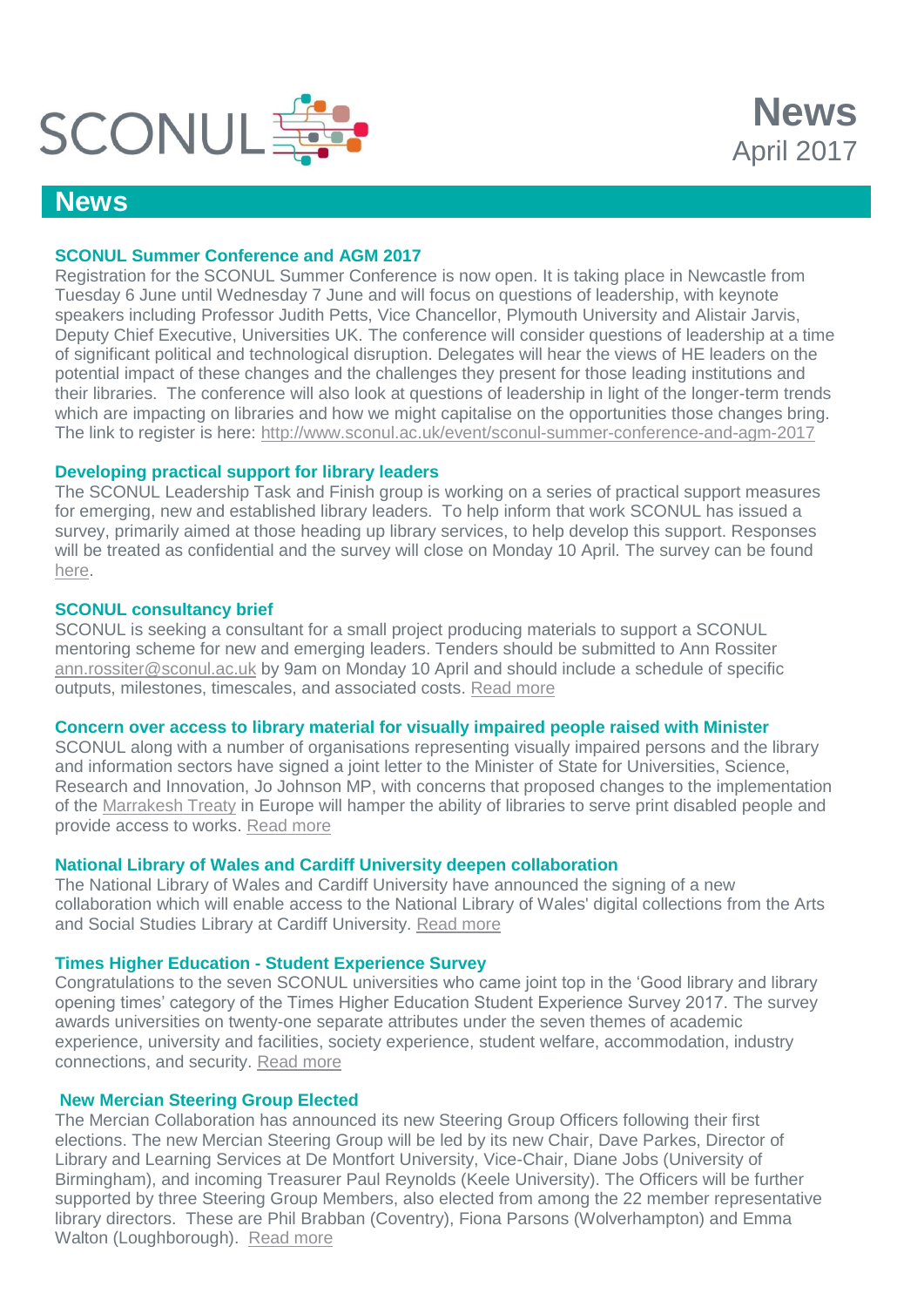SCONUL

# News

April 2017

## News

### SCONUL Summer Conference and AGM 2017

Registration for the SCONUL Summer Conference is now open. It is taking place in Newcastle from Tuesday 6 June until Wednesday 7 June and will focus on questions of leadership, with keynote speakers including Professor Judith Petts, Vice Chancellor, Plymouth University and Alistair Jarvis, Deputy Chief Executive, Universities UK. The conference will consider questions of leadership at a time of significant political and technological disruption. Delegates will hear the views of HE leaders on the potential impact of these changes and the challenges they present for those leading institutions and their libraries. The conference will also look at questions of leadership in light of the longer-term trends which are impacting on libraries and how we might capitalise on the opportunities those changes bring. The link to register is here: http://www.sconul.ac.uk/event/sconul-summer-conference-and-agm-2017

### Developing practical support for library leaders

The SCONUL Leadership Task and Finish group is working on a series of practical support measures for emerging, new and established library leaders. To help inform that work SCONUL has issued a survey, primarily aimed at those heading up library services, to help develop this support. Responses will be treated as confidential and the survey will close on Monday 10 April. The survey can be found here.

### SCONUL consultancy brief

SCONUL is seeking a consultant for a small project producing materials to support a SCONUL mentoring scheme for new and emerging leaders. Tenders should be submitted to Ann Rossiter ann.rossiter@sconul.ac.uk by 9am on Monday 10 April and should include a schedule of specific outputs, milestones, timescales, and associated costs. Read more

### Concern over access to library material for visually impaired people raised with Minister

SCONUL along with a number of organisations representing visually impaired persons and the library and information sectors have signed a joint letter to the Minister of State for Universities, Science, Research and Innovation, Jo Johnson MP, with concerns that proposed changes to the implementation of the Marrakesh Treaty in Europe will hamper the ability of libraries to serve print disabled people and provide access to works. Read more

### National Library of Wales and Cardiff University deepen collaboration

The National Library of Wales and Cardiff University have announced the signing of a new collaboration which will enable access to the National Library of Wales' digital collections from the Arts and Social Studies Library at Cardiff University. Read more

### Times Higher Education - Student Experience Survey

Congratulations to the seven SCONUL universities who came joint top in the 'Good library and library opening times' category of the Times Higher Education Student Experience Survey 2017. The survey awards universities on twenty-one separate attributes under the seven themes of academic experience, university and facilities, society experience, student welfare, accommodation, industry connections, and security. Read more

### New Mercian Steering Group Elected

The Mercian Collaboration has announced its new Steering Group Officers following their first elections. The new Mercian Steering Group will be led by its new Chair, Dave Parkes, Director of Library and Learning Services at De Montfort University, Vice-Chair, Diane Jobs (University of Birmingham), and incoming Treasurer Paul Reynolds (Keele University). The Officers will be further supported by three Steering Group Members, also elected from among the 22 member representative library directors. These are Phil Brabban (Coventry), Fiona Parsons (Wolverhampton) and Emma Walton (Loughborough). Read more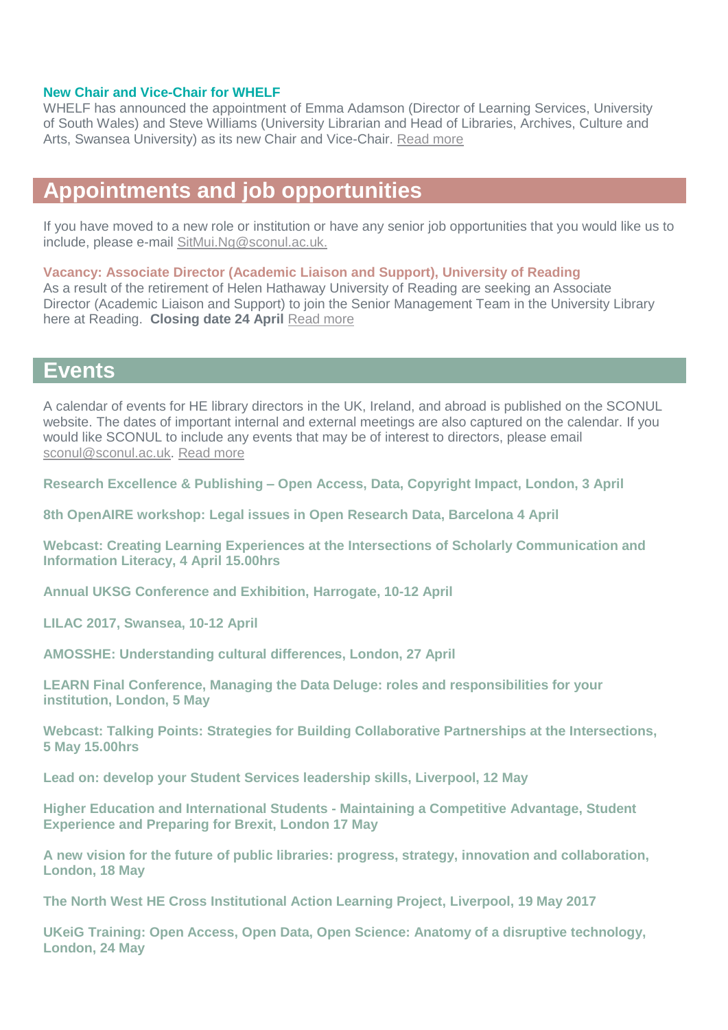### New Chair and Vice-Chair for WHELF

WHELF has announced the appointment of Emma Adamson (Director of Learning Services, University of South Wales) and Steve Williams (University Librarian and Head of Libraries, Archives, Culture and Arts, Swansea University) as its new Chair and Vice-Chair. Read more

## Appointments and job opportunities

If you have moved to a new role or institution or have any senior job opportunities that you would like us to include, please e-mail SitMui.Ng@sconul.ac.uk.

### Vacancy: Associate Director (Academic Liaison and Support), University of Reading

As a result of the retirement of Helen Hathaway University of Reading are seeking an Associate Director (Academic Liaison and Support) to join the Senior Management Team in the University Library here at Reading. **Closing date 24 April** Read more

## Events

A calendar of events for HE library directors in the UK, Ireland, and abroad is published on the SCONUL website. The dates of important internal and external meetings are also captured on the calendar. If you would like SCONUL to include any events that may be of interest to directors, please email sconul@sconul.ac.uk. Read more

**Research Excellence & Publishing – Open Access, Data, Copyright Impact, London, 3 April**

**8th OpenAIRE workshop: Legal issues in Open Research Data, Barcelona 4 April**

**Webcast: Creating Learning Experiences at the Intersections of Scholarly Communication and Information Literacy, 4 April 15.00hrs**

**Annual UKSG Conference and Exhibition, Harrogate, 10-12 April**

**LILAC 2017, Swansea, 10-12 April**

**AMOSSHE: Understanding cultural differences, London, 27 April**

**LEARN Final Conference, Managing the Data Deluge: roles and responsibilities for your institution, London, 5 May**

**Webcast: Talking Points: Strategies for Building Collaborative Partnerships at the Intersections, 5 May 15.00hrs**

**Lead on: develop your Student Services leadership skills, Liverpool, 12 May**

**Higher Education and International Students - Maintaining a Competitive Advantage, Student Experience and Preparing for Brexit, London 17 May**

**A new vision for the future of public libraries: progress, strategy, innovation and collaboration, London, 18 May**

**The North West HE Cross Institutional Action Learning Project, Liverpool, 19 May 2017**

**UKeiG Training: Open Access, Open Data, Open Science: Anatomy of a disruptive technology, London, 24 May**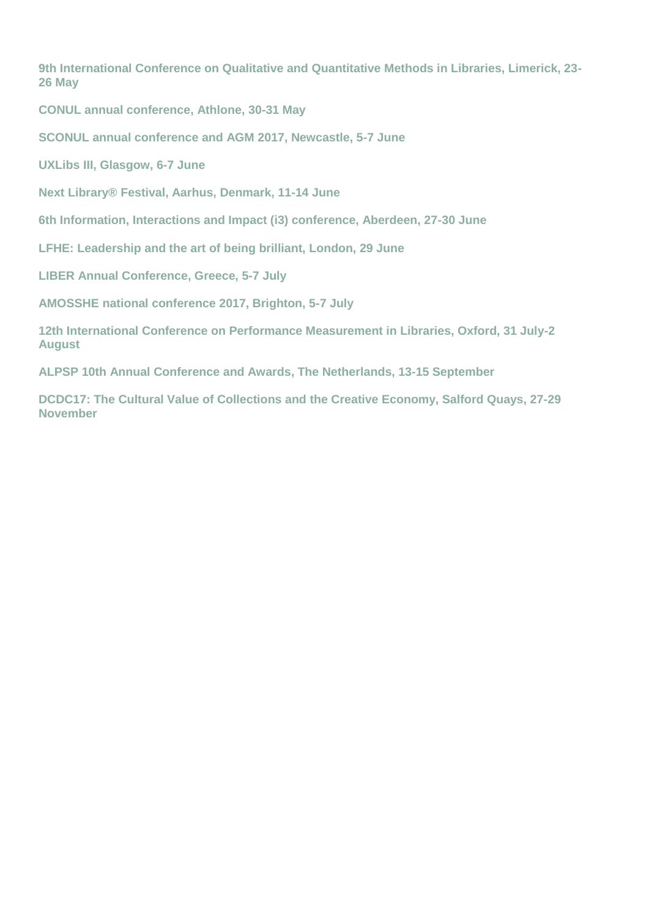**9th International Conference on Qualitative and Quantitative Methods in Libraries, Limerick, 23-26 May**

**CONUL annual conference, Athlone, 30-31 May**

**SCONUL annual conference and AGM 2017, Newcastle, 5-7 June**

**UXLibs III, Glasgow, 6-7 June**

**Next Library® Festival, Aarhus, Denmark, 11-14 June**

**6th Information, Interactions and Impact (i3) conference, Aberdeen, 27-30 June**

**LFHE: Leadership and the art of being brilliant, London, 29 June**

**LIBER Annual Conference, Greece, 5-7 July**

**AMOSSHE national conference 2017, Brighton, 5-7 July**

**12th International Conference on Performance Measurement in Libraries, Oxford, 31 July-2 August**

**ALPSP 10th Annual Conference and Awards, The Netherlands, 13-15 September**

**DCDC17: The Cultural Value of Collections and the Creative Economy, Salford Quays, 27-29 November**